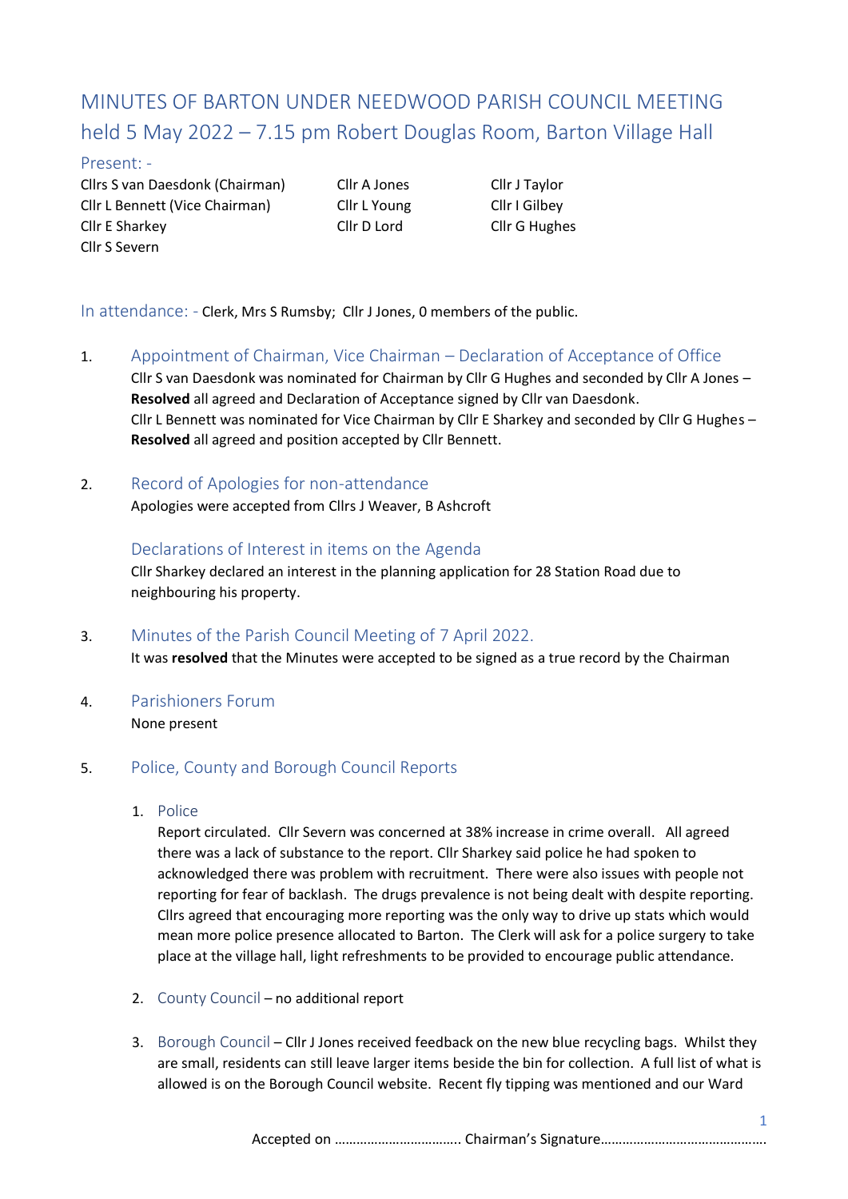# MINUTES OF BARTON UNDER NEEDWOOD PARISH COUNCIL MEETING held 5 May 2022 – 7.15 pm Robert Douglas Room, Barton Village Hall

## Present: -

| | | |
|---|---|---|
| Cllrs S van Daesdonk (Chairman) | Cllr A Jones | Cllr J Taylor |
| Cllr L Bennett (Vice Chairman) | Cllr L Young | Cllr I Gilbey |
| Cllr E Sharkey | Cllr D Lord | Cllr G Hughes |
| Cllr S Severn | | |

**In attendance: -** Clerk, Mrs S Rumsby; Cllr J Jones, 0 members of the public.

1. **Appointment of Chairman, Vice Chairman – Declaration of Acceptance of Office**

   Cllr S van Daesdonk was nominated for Chairman by Cllr G Hughes and seconded by Cllr A Jones – **Resolved** all agreed and Declaration of Acceptance signed by Cllr van Daesdonk.
   Cllr L Bennett was nominated for Vice Chairman by Cllr E Sharkey and seconded by Cllr G Hughes – **Resolved** all agreed and position accepted by Cllr Bennett.

2. **Record of Apologies for non-attendance**

   Apologies were accepted from Cllrs J Weaver, B Ashcroft

   **Declarations of Interest in items on the Agenda**

   Cllr Sharkey declared an interest in the planning application for 28 Station Road due to neighbouring his property.

3. **Minutes of the Parish Council Meeting of 7 April 2022.**

   It was **resolved** that the Minutes were accepted to be signed as a true record by the Chairman

4. **Parishioners Forum**

   None present

5. **Police, County and Borough Council Reports**

   1. **Police**

      Report circulated. Cllr Severn was concerned at 38% increase in crime overall. All agreed there was a lack of substance to the report. Cllr Sharkey said police he had spoken to acknowledged there was problem with recruitment. There were also issues with people not reporting for fear of backlash. The drugs prevalence is not being dealt with despite reporting. Cllrs agreed that encouraging more reporting was the only way to drive up stats which would mean more police presence allocated to Barton. The Clerk will ask for a police surgery to take place at the village hall, light refreshments to be provided to encourage public attendance.

   2. **County Council** – no additional report

   3. **Borough Council** – Cllr J Jones received feedback on the new blue recycling bags. Whilst they are small, residents can still leave larger items beside the bin for collection. A full list of what is allowed is on the Borough Council website. Recent fly tipping was mentioned and our Ward

Accepted on ……………………………. Chairman's Signature……………………………………….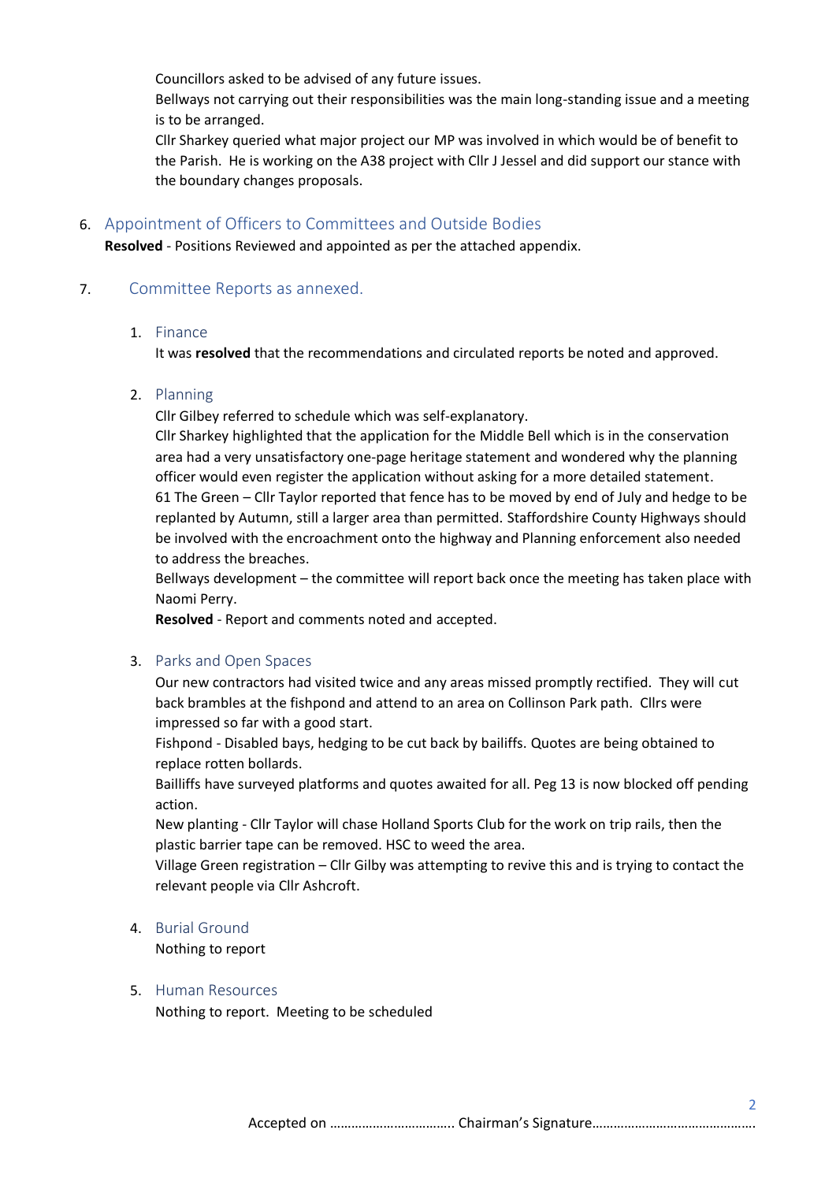Councillors asked to be advised of any future issues.
Bellways not carrying out their responsibilities was the main long-standing issue and a meeting is to be arranged.
Cllr Sharkey queried what major project our MP was involved in which would be of benefit to the Parish. He is working on the A38 project with Cllr J Jessel and did support our stance with the boundary changes proposals.

6. Appointment of Officers to Committees and Outside Bodies

**Resolved** - Positions Reviewed and appointed as per the attached appendix.

7. Committee Reports as annexed.

    1. Finance

       It was **resolved** that the recommendations and circulated reports be noted and approved.

    2. Planning

       Cllr Gilbey referred to schedule which was self-explanatory.
       Cllr Sharkey highlighted that the application for the Middle Bell which is in the conservation area had a very unsatisfactory one-page heritage statement and wondered why the planning officer would even register the application without asking for a more detailed statement.
       61 The Green – Cllr Taylor reported that fence has to be moved by end of July and hedge to be replanted by Autumn, still a larger area than permitted. Staffordshire County Highways should be involved with the encroachment onto the highway and Planning enforcement also needed to address the breaches.
       Bellways development – the committee will report back once the meeting has taken place with Naomi Perry.
       **Resolved** - Report and comments noted and accepted.

    3. Parks and Open Spaces

       Our new contractors had visited twice and any areas missed promptly rectified. They will cut back brambles at the fishpond and attend to an area on Collinson Park path. Cllrs were impressed so far with a good start.
       Fishpond - Disabled bays, hedging to be cut back by bailiffs. Quotes are being obtained to replace rotten bollards.
       Bailliffs have surveyed platforms and quotes awaited for all. Peg 13 is now blocked off pending action.
       New planting - Cllr Taylor will chase Holland Sports Club for the work on trip rails, then the plastic barrier tape can be removed. HSC to weed the area.
       Village Green registration – Cllr Gilby was attempting to revive this and is trying to contact the relevant people via Cllr Ashcroft.

    4. Burial Ground

       Nothing to report

    5. Human Resources

       Nothing to report. Meeting to be scheduled

Accepted on …………………………….. Chairman's Signature………………………………………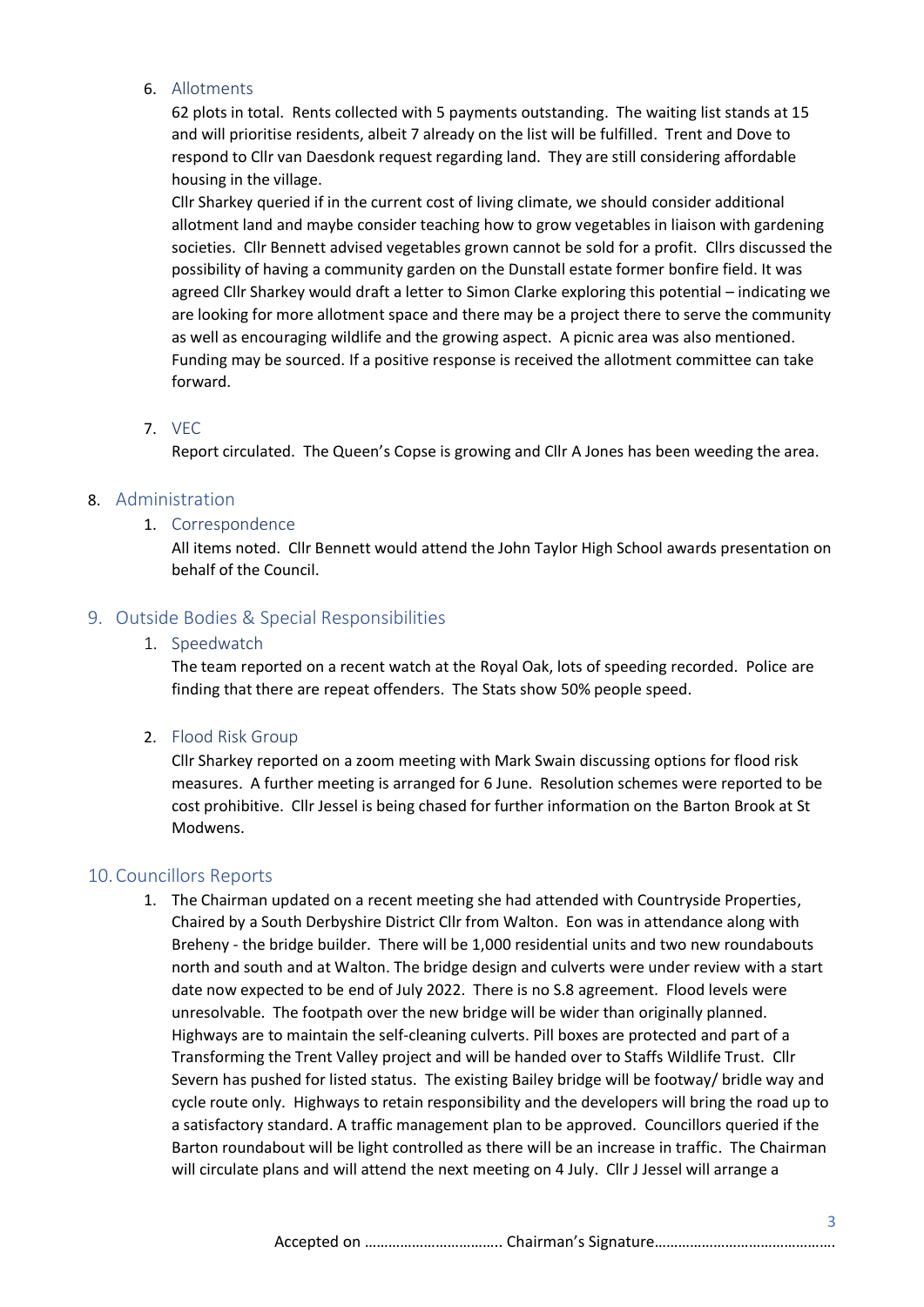6. Allotments

   62 plots in total. Rents collected with 5 payments outstanding. The waiting list stands at 15 and will prioritise residents, albeit 7 already on the list will be fulfilled. Trent and Dove to respond to Cllr van Daesdonk request regarding land. They are still considering affordable housing in the village.

   Cllr Sharkey queried if in the current cost of living climate, we should consider additional allotment land and maybe consider teaching how to grow vegetables in liaison with gardening societies. Cllr Bennett advised vegetables grown cannot be sold for a profit. Cllrs discussed the possibility of having a community garden on the Dunstall estate former bonfire field. It was agreed Cllr Sharkey would draft a letter to Simon Clarke exploring this potential – indicating we are looking for more allotment space and there may be a project there to serve the community as well as encouraging wildlife and the growing aspect. A picnic area was also mentioned. Funding may be sourced. If a positive response is received the allotment committee can take forward.

7. VEC

   Report circulated. The Queen's Copse is growing and Cllr A Jones has been weeding the area.

## 8. Administration

1. Correspondence

   All items noted. Cllr Bennett would attend the John Taylor High School awards presentation on behalf of the Council.

## 9. Outside Bodies & Special Responsibilities

1. Speedwatch

   The team reported on a recent watch at the Royal Oak, lots of speeding recorded. Police are finding that there are repeat offenders. The Stats show 50% people speed.

2. Flood Risk Group

   Cllr Sharkey reported on a zoom meeting with Mark Swain discussing options for flood risk measures. A further meeting is arranged for 6 June. Resolution schemes were reported to be cost prohibitive. Cllr Jessel is being chased for further information on the Barton Brook at St Modwens.

## 10. Councillors Reports

1. The Chairman updated on a recent meeting she had attended with Countryside Properties, Chaired by a South Derbyshire District Cllr from Walton. Eon was in attendance along with Breheny - the bridge builder. There will be 1,000 residential units and two new roundabouts north and south and at Walton. The bridge design and culverts were under review with a start date now expected to be end of July 2022. There is no S.8 agreement. Flood levels were unresolvable. The footpath over the new bridge will be wider than originally planned. Highways are to maintain the self-cleaning culverts. Pill boxes are protected and part of a Transforming the Trent Valley project and will be handed over to Staffs Wildlife Trust. Cllr Severn has pushed for listed status. The existing Bailey bridge will be footway/ bridle way and cycle route only. Highways to retain responsibility and the developers will bring the road up to a satisfactory standard. A traffic management plan to be approved. Councillors queried if the Barton roundabout will be light controlled as there will be an increase in traffic. The Chairman will circulate plans and will attend the next meeting on 4 July. Cllr J Jessel will arrange a

Accepted on ……………………………. Chairman's Signature………………………………………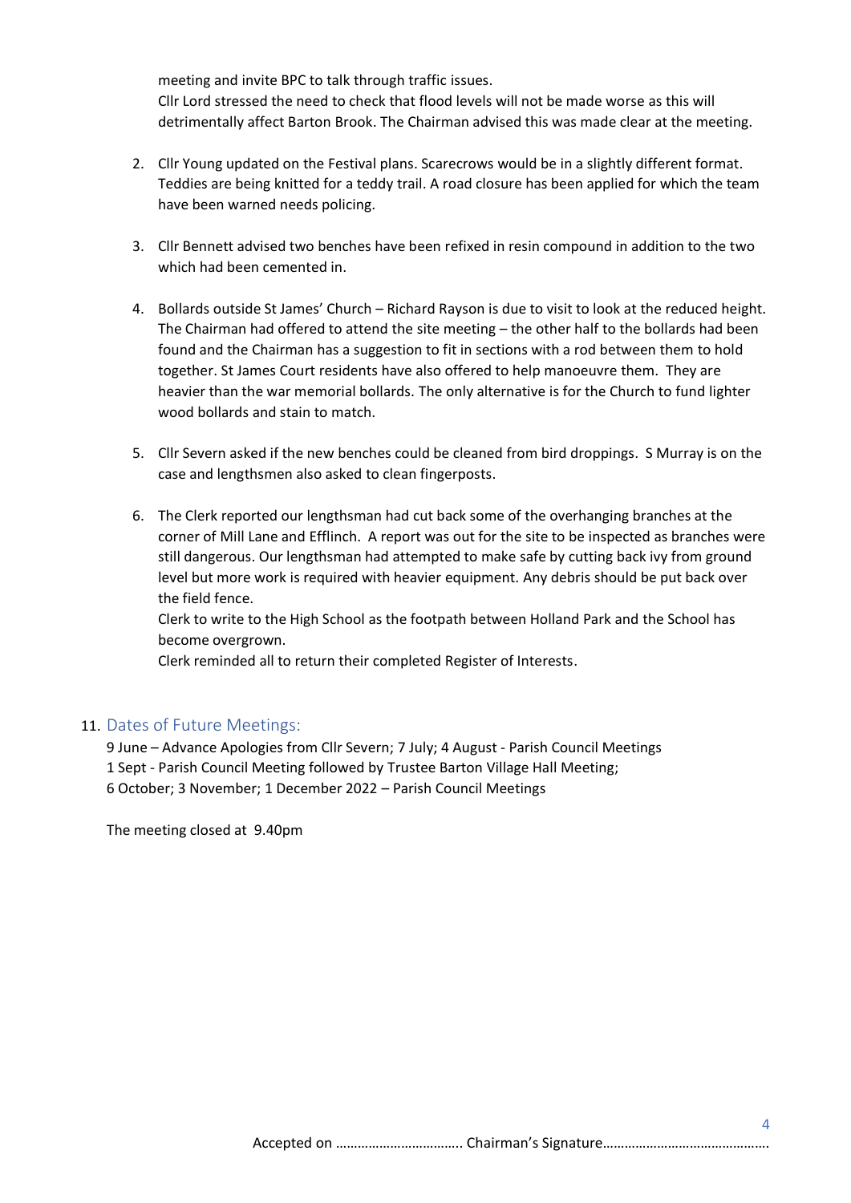meeting and invite BPC to talk through traffic issues.
Cllr Lord stressed the need to check that flood levels will not be made worse as this will detrimentally affect Barton Brook. The Chairman advised this was made clear at the meeting.

2. Cllr Young updated on the Festival plans. Scarecrows would be in a slightly different format. Teddies are being knitted for a teddy trail. A road closure has been applied for which the team have been warned needs policing.

3. Cllr Bennett advised two benches have been refixed in resin compound in addition to the two which had been cemented in.

4. Bollards outside St James' Church – Richard Rayson is due to visit to look at the reduced height. The Chairman had offered to attend the site meeting – the other half to the bollards had been found and the Chairman has a suggestion to fit in sections with a rod between them to hold together. St James Court residents have also offered to help manoeuvre them. They are heavier than the war memorial bollards. The only alternative is for the Church to fund lighter wood bollards and stain to match.

5. Cllr Severn asked if the new benches could be cleaned from bird droppings. S Murray is on the case and lengthsmen also asked to clean fingerposts.

6. The Clerk reported our lengthsman had cut back some of the overhanging branches at the corner of Mill Lane and Efflinch. A report was out for the site to be inspected as branches were still dangerous. Our lengthsman had attempted to make safe by cutting back ivy from ground level but more work is required with heavier equipment. Any debris should be put back over the field fence.
Clerk to write to the High School as the footpath between Holland Park and the School has become overgrown.
Clerk reminded all to return their completed Register of Interests.

## 11. Dates of Future Meetings:

9 June – Advance Apologies from Cllr Severn; 7 July; 4 August - Parish Council Meetings
1 Sept - Parish Council Meeting followed by Trustee Barton Village Hall Meeting;
6 October; 3 November; 1 December 2022 – Parish Council Meetings

The meeting closed at 9.40pm

Accepted on …………………………….. Chairman's Signature………………………………………